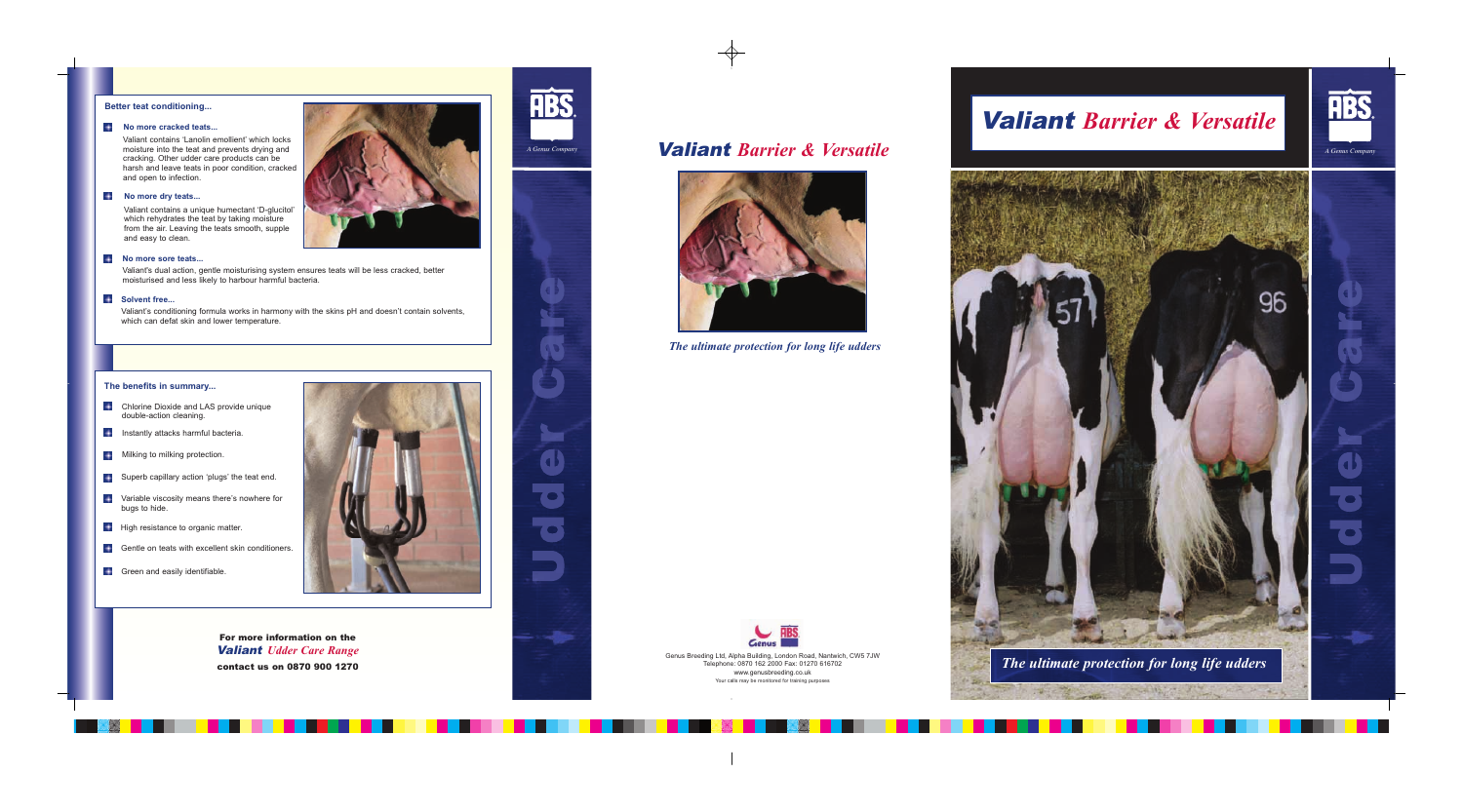## Better teat conditioning...

**No more cracked teats...**

Valiant contains 'Lanolin emollient' which locks moisture into the teat and prevents drying and cracking. Other udder care products can be harsh and leave teats in poor condition, cracked and open to infection.

**No more dry teats...**

Valiant contains a unique humectant 'D-glucitol' which rehydrates the teat by taking moisture from the air. Leaving the teats smooth, supple and easy to clean.

**No more sore teats...**

Valiant's dual action, gentle moisturising system ensures teats will be less cracked, better moisturised and less likely to harbour harmful bacteria.

**Solvent free...**

Valiant's conditioning formula works in harmony with the skins pH and doesn't contain solvents, which can defat skin and lower temperature.

## The benefits in summary...

- Chlorine Dioxide and LAS provide unique double-action cleaning.
- Instantly attacks harmful bacteria.
- Milking to milking protection.
- Superb capillary action 'plugs' the teat end.
- Variable viscosity means there's nowhere for bugs to hide.
- High resistance to organic matter.
- Gentle on teats with excellent skin conditioners.
- Green and easily identifiable.

**For more information on the**
***Valiant** Udder Care Range*
**contact us on 0870 900 1270**

ABS
A Genus Company

Udder Care

# *Valiant Barrier & Versatile*

*The ultimate protection for long life udders*

Genus ABS

Genus Breeding Ltd, Alpha Building, London Road, Nantwich, CW5 7JW
Telephone: 0870 162 2000 Fax: 01270 616702
www.genusbreeding.co.uk
Your calls may be monitored for training purposes

# *Valiant Barrier & Versatile*

ABS
A Genus Company

*The ultimate protection for long life udders*

Udder Care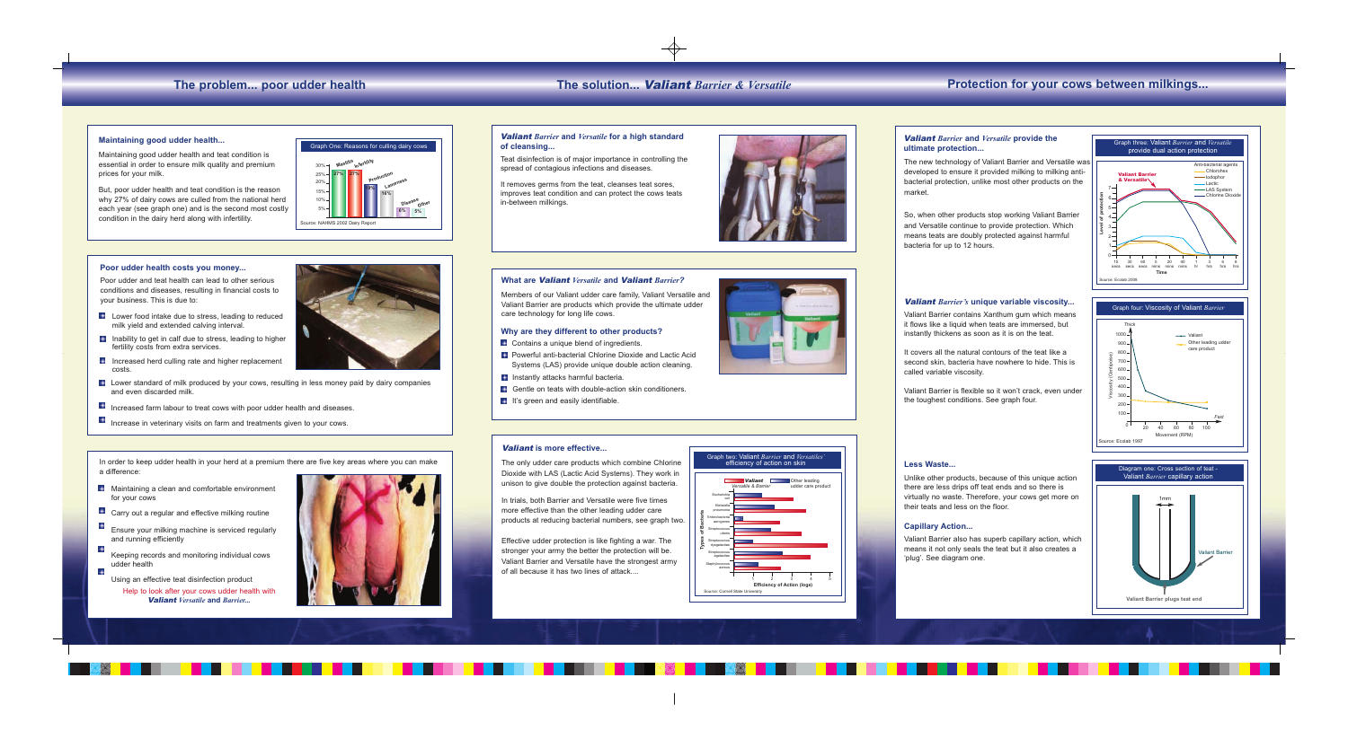## The problem... poor udder health

### Maintaining good udder health...

Maintaining good udder health and teat condition is essential in order to ensure milk quality and premium prices for your milk.

But, poor udder health and teat condition is the reason why 27% of dairy cows are culled from the national herd each year (see graph one) and is the second most costly condition in the dairy herd along with infertility.

Graph One: Reasons for culling dairy cows

Mastitis
Infertility
Production
Lameness
Disease
Other
27%
27%
16%
6%
5%
30%
25%
20%
15%
10%
5%

Source: NAHMS 2002 Dairy Report

### Poor udder health costs you money...

Poor udder and teat health can lead to other serious conditions and diseases, resulting in financial costs to your business. This is due to:

- Lower food intake due to stress, leading to reduced milk yield and extended calving interval.
- Inability to get in calf due to stress, leading to higher fertility costs from extra services.
- Increased herd culling rate and higher replacement costs.
- Lower standard of milk produced by your cows, resulting in less money paid by dairy companies and even discarded milk.
- Increased farm labour to treat cows with poor udder health and diseases.
- Increase in veterinary visits on farm and treatments given to your cows.

In order to keep udder health in your herd at a premium there are five key areas where you can make a difference:

- Maintaining a clean and comfortable environment for your cows
- Carry out a regular and effective milking routine
- Ensure your milking machine is serviced regularly and running efficiently
- Keeping records and monitoring individual cows udder health
- Using an effective teat disinfection product

Help to look after your cows udder health with ***Valiant Versatile* and *Barrier*...**

## The solution... *Valiant Barrier & Versatile*

### *Valiant Barrier* and *Versatile* for a high standard of cleansing...

Teat disinfection is of major importance in controlling the spread of contagious infections and diseases.

It removes germs from the teat, cleanses teat sores, improves teat condition and can protect the cows teats in-between milkings.

### What are *Valiant Versatile* and *Valiant Barrier?*

Members of our Valiant udder care family, Valiant Versatile and Valiant Barrier are products which provide the ultimate udder care technology for long life cows.

### Why are they different to other products?

- Contains a unique blend of ingredients.
- Powerful anti-bacterial Chlorine Dioxide and Lactic Acid Systems (LAS) provide unique double action cleaning.
- Instantly attacks harmful bacteria.
- Gentle on teats with double-action skin conditioners.
- It's green and easily identifiable.

### *Valiant* is more effective...

The only udder care products which combine Chlorine Dioxide with LAS (Lactic Acid Systems). They work in unison to give double the protection against bacteria.

In trials, both Barrier and Versatile were five times more effective than the other leading udder care products at reducing bacterial numbers, see graph two.

Effective udder protection is like fighting a war. The stronger your army the better the protection will be. Valiant Barrier and Versatile have the strongest army of all because it has two lines of attack....

Graph two: Valiant *Barrier* and *Versatiles'* efficiency of action on skin

Valiant Versatile & Barrier
Other leading udder care product

Types of Bacteria
Escherichia coli
Klebsiella pneumonia
Enterobacter aerogenes
Streptococcus uberis
Streptococcus dysgalactiae
Streptococcus agalactiae
Staphylococcus aureus

Efficiency of Action (logs)
1 2 3 4 5

Source: Cornell State University

## Protection for your cows between milkings...

### *Valiant Barrier* and *Versatile* provide the ultimate protection...

The new technology of Valiant Barrier and Versatile was developed to ensure it provided milking to milking anti-bacterial protection, unlike most other products on the market.

So, when other products stop working Valiant Barrier and Versatile continue to provide protection. Which means teats are doubly protected against harmful bacteria for up to 12 hours.

Graph three: Valiant *Barrier* and *Versatile* provide dual action protection

Valiant Barrier & Versatile
Anti-bacterial agents
Chlorohex
Iodophor
Lactic
LAS System
Chlorine Dioxide

Level of protection
Time

Source: Ecolab 2006

### *Valiant Barrier's* unique variable viscosity...

Valiant Barrier contains Xanthum gum which means it flows like a liquid when teats are immersed, but instantly thickens as soon as it is on the teat.

It covers all the natural contours of the teat like a second skin, bacteria have nowhere to hide. This is called variable viscosity.

Valiant Barrier is flexible so it won't crack, even under the toughest conditions. See graph four.

Graph four: Viscosity of Valiant *Barrier*

Thick
Valiant
Other leading udder care product
Viscosity (Centipoise)
1000
900
800
700
600
500
400
300
200
100
0
20 40 60 80 100
Fast
Movement (RPM)

Source: Ecolab 1997

### Less Waste...

Unlike other products, because of this unique action there are less drips off teat ends and so there is virtually no waste. Therefore, your cows get more on their teats and less on the floor.

### Capillary Action...

Valiant Barrier also has superb capillary action, which means it not only seals the teat but it also creates a 'plug'. See diagram one.

Diagram one: Cross section of teat - Valiant *Barrier* capillary action

1mm
Valiant Barrier
Valiant Barrier plugs teat end